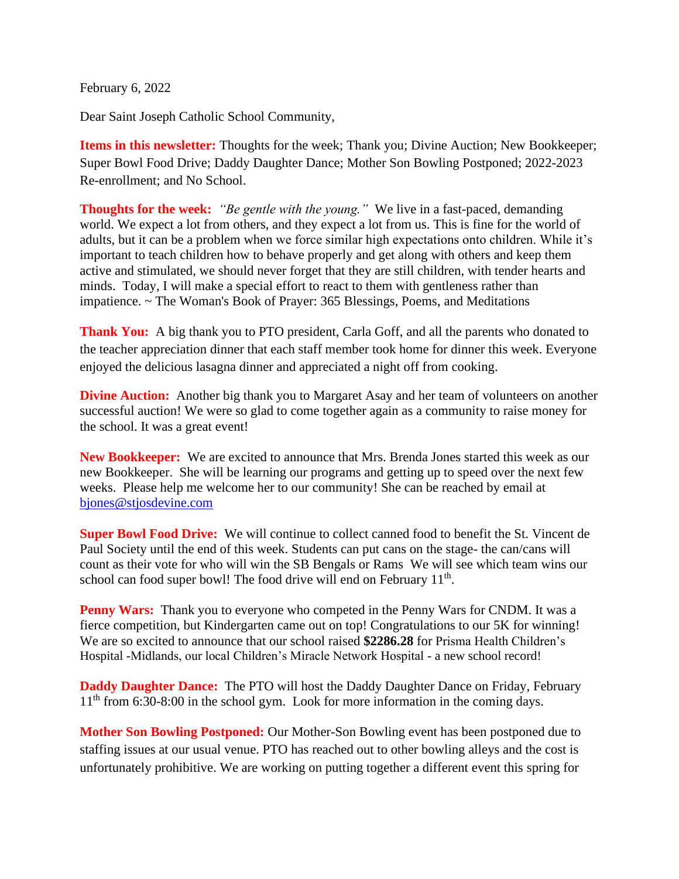February 6, 2022

Dear Saint Joseph Catholic School Community,

**Items in this newsletter:** Thoughts for the week; Thank you; Divine Auction; New Bookkeeper; Super Bowl Food Drive; Daddy Daughter Dance; Mother Son Bowling Postponed; 2022-2023 Re-enrollment; and No School.

**Thoughts for the week:** *"Be gentle with the young."* We live in a fast-paced, demanding world. We expect a lot from others, and they expect a lot from us. This is fine for the world of adults, but it can be a problem when we force similar high expectations onto children. While it's important to teach children how to behave properly and get along with others and keep them active and stimulated, we should never forget that they are still children, with tender hearts and minds. Today, I will make a special effort to react to them with gentleness rather than impatience. ~ The Woman's Book of Prayer: 365 Blessings, Poems, and Meditations

**Thank You:** A big thank you to PTO president, Carla Goff, and all the parents who donated to the teacher appreciation dinner that each staff member took home for dinner this week. Everyone enjoyed the delicious lasagna dinner and appreciated a night off from cooking.

**Divine Auction:** Another big thank you to Margaret Asay and her team of volunteers on another successful auction! We were so glad to come together again as a community to raise money for the school. It was a great event!

**New Bookkeeper:** We are excited to announce that Mrs. Brenda Jones started this week as our new Bookkeeper. She will be learning our programs and getting up to speed over the next few weeks. Please help me welcome her to our community! She can be reached by email at bjones@stjosdevine.com

**Super Bowl Food Drive:** We will continue to collect canned food to benefit the St. Vincent de Paul Society until the end of this week. Students can put cans on the stage- the can/cans will count as their vote for who will win the SB Bengals or Rams We will see which team wins our school can food super bowl! The food drive will end on February 11th.

**Penny Wars:** Thank you to everyone who competed in the Penny Wars for CNDM. It was a fierce competition, but Kindergarten came out on top! Congratulations to our 5K for winning! We are so excited to announce that our school raised **$2286.28** for Prisma Health Children's Hospital -Midlands, our local Children's Miracle Network Hospital - a new school record!

**Daddy Daughter Dance:** The PTO will host the Daddy Daughter Dance on Friday, February 11th from 6:30-8:00 in the school gym. Look for more information in the coming days.

**Mother Son Bowling Postponed:** Our Mother-Son Bowling event has been postponed due to staffing issues at our usual venue. PTO has reached out to other bowling alleys and the cost is unfortunately prohibitive. We are working on putting together a different event this spring for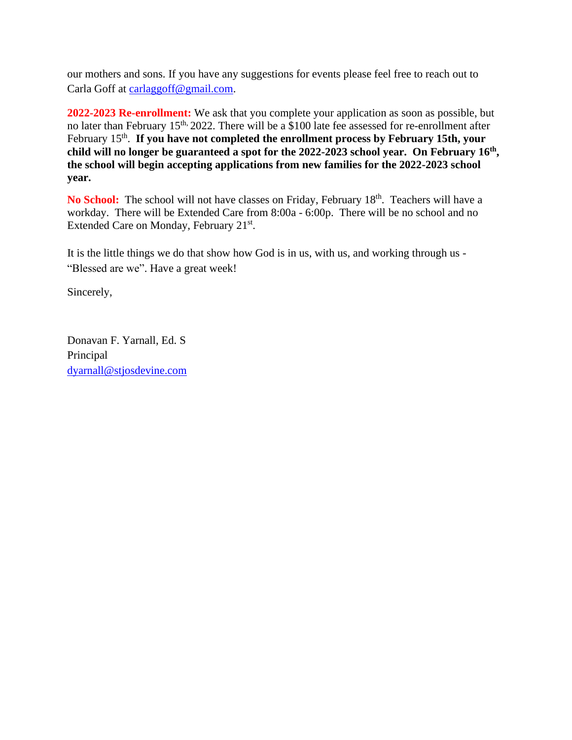our mothers and sons. If you have any suggestions for events please feel free to reach out to Carla Goff at carlaggoff@gmail.com.

**2022-2023 Re-enrollment:** We ask that you complete your application as soon as possible, but no later than February 15th, 2022. There will be a $100 late fee assessed for re-enrollment after February 15th. **If you have not completed the enrollment process by February 15th, your child will no longer be guaranteed a spot for the 2022-2023 school year. On February 16th, the school will begin accepting applications from new families for the 2022-2023 school year.**

**No School:** The school will not have classes on Friday, February 18th. Teachers will have a workday. There will be Extended Care from 8:00a - 6:00p. There will be no school and no Extended Care on Monday, February 21st.

It is the little things we do that show how God is in us, with us, and working through us - "Blessed are we". Have a great week!

Sincerely,

Donavan F. Yarnall, Ed. S
Principal
dyarnall@stjosdevine.com